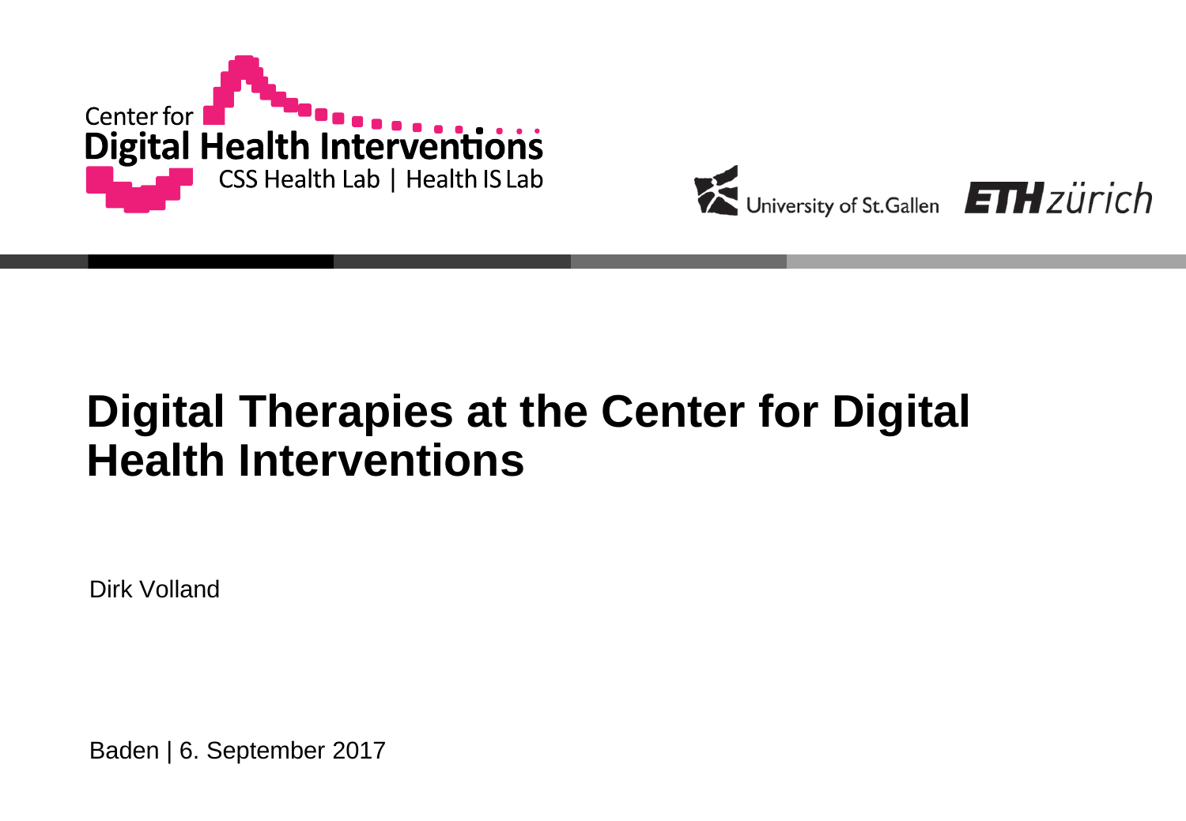Center for
Digital Health Interventions
CSS Health Lab | Health IS Lab

University of St.Gallen ETH zürich

# Digital Therapies at the Center for Digital Health Interventions

Dirk Volland

Baden | 6. September 2017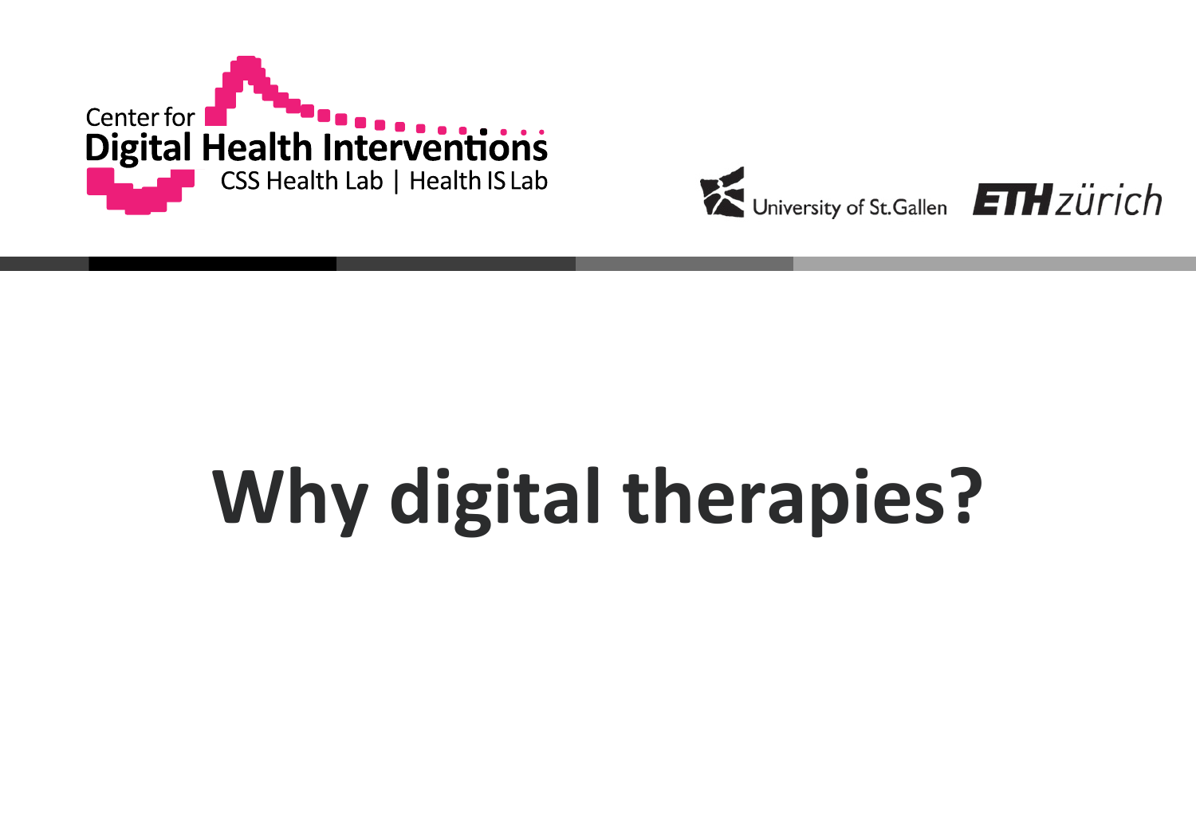Center for
**Digital Health Interventions**
CSS Health Lab | Health IS Lab

University of St.Gallen ETH zürich

# Why digital therapies?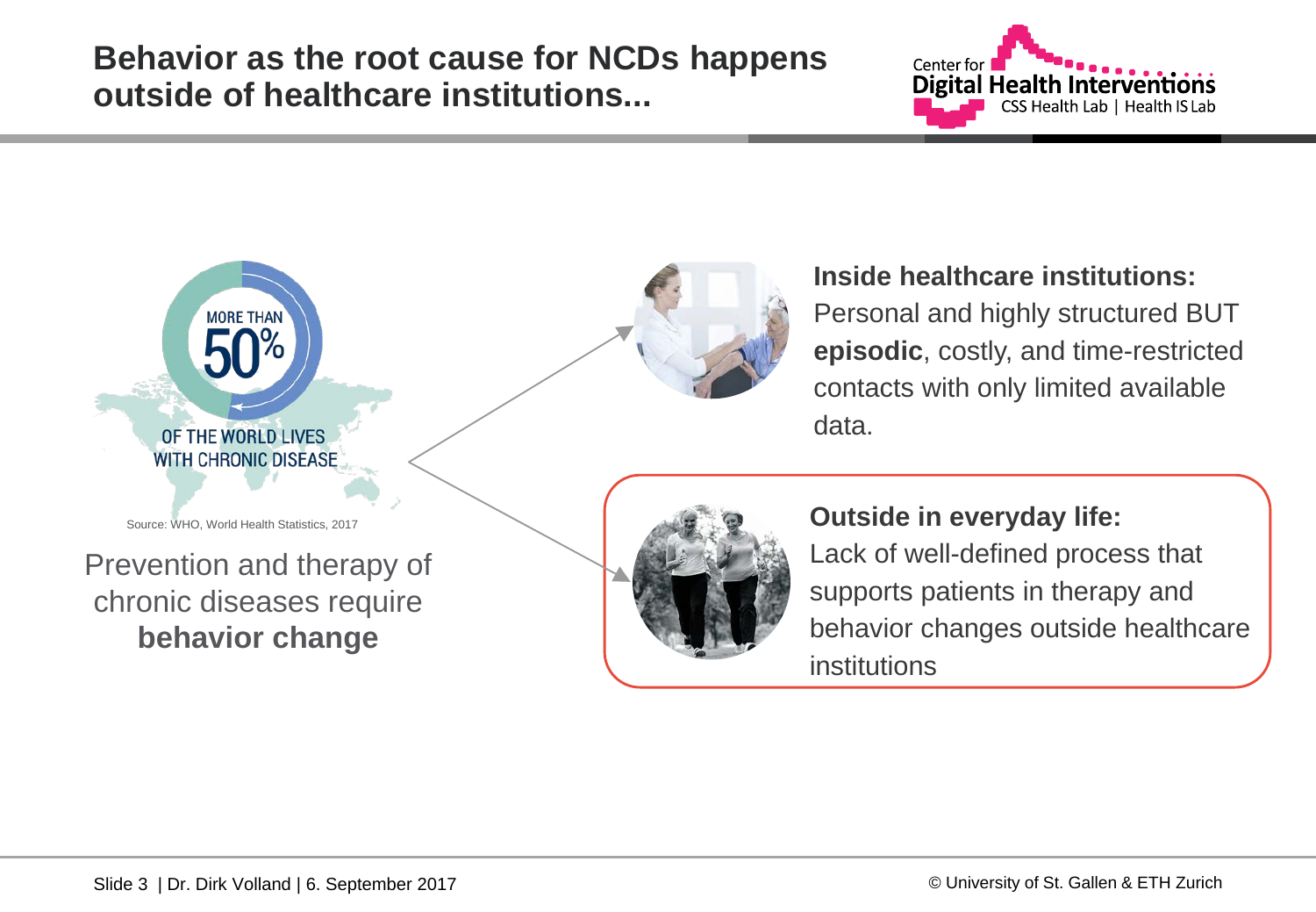# Behavior as the root cause for NCDs happens outside of healthcare institutions...

MORE THAN 50% OF THE WORLD LIVES WITH CHRONIC DISEASE

Source: WHO, World Health Statistics, 2017

Prevention and therapy of chronic diseases require **behavior change**

**Inside healthcare institutions:**
Personal and highly structured BUT **episodic**, costly, and time-restricted contacts with only limited available data.

**Outside in everyday life:**
Lack of well-defined process that supports patients in therapy and behavior changes outside healthcare institutions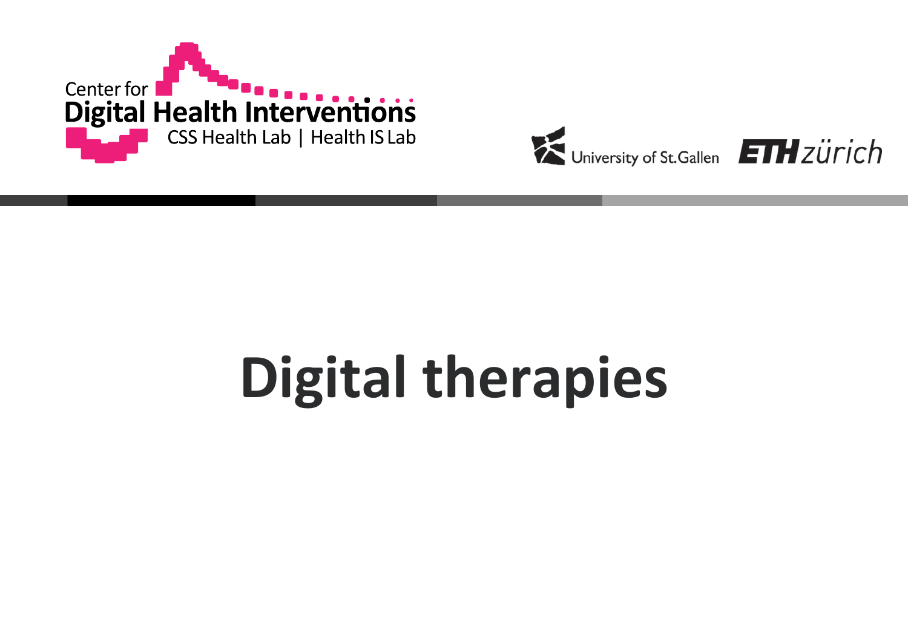Center for
Digital Health Interventions
CSS Health Lab | Health IS Lab

University of St.Gallen ETHzürich

# Digital therapies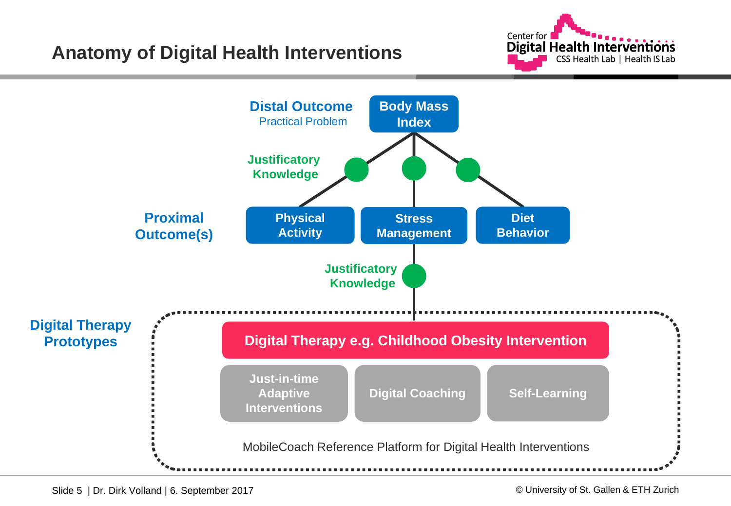# Anatomy of Digital Health Interventions

Center for Digital Health Interventions
CSS Health Lab | Health IS Lab

**Distal Outcome**
Practical Problem

**Body Mass Index**

**Justificatory Knowledge**

**Proximal Outcome(s)**

**Physical Activity**

**Stress Management**

**Diet Behavior**

**Justificatory Knowledge**

**Digital Therapy Prototypes**

**Digital Therapy e.g. Childhood Obesity Intervention**

**Just-in-time Adaptive Interventions**

**Digital Coaching**

**Self-Learning**

MobileCoach Reference Platform for Digital Health Interventions

Slide 5 | Dr. Dirk Volland | 6. September 2017

© University of St. Gallen & ETH Zurich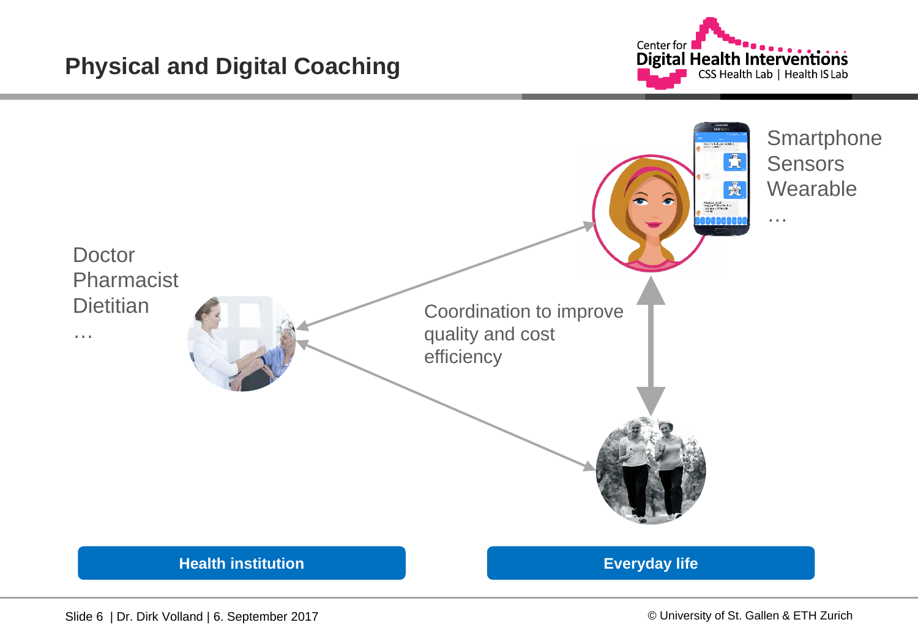# Physical and Digital Coaching

Doctor
Pharmacist
Dietitian
…

Smartphone
Sensors
Wearable
…

Coordination to improve quality and cost efficiency

**Health institution**

**Everyday life**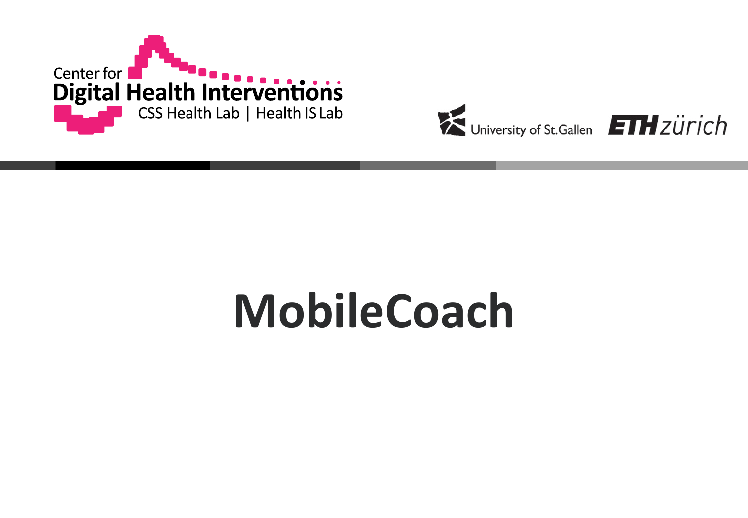Center for
Digital Health Interventions
CSS Health Lab | Health IS Lab

University of St.Gallen ETH zürich

# MobileCoach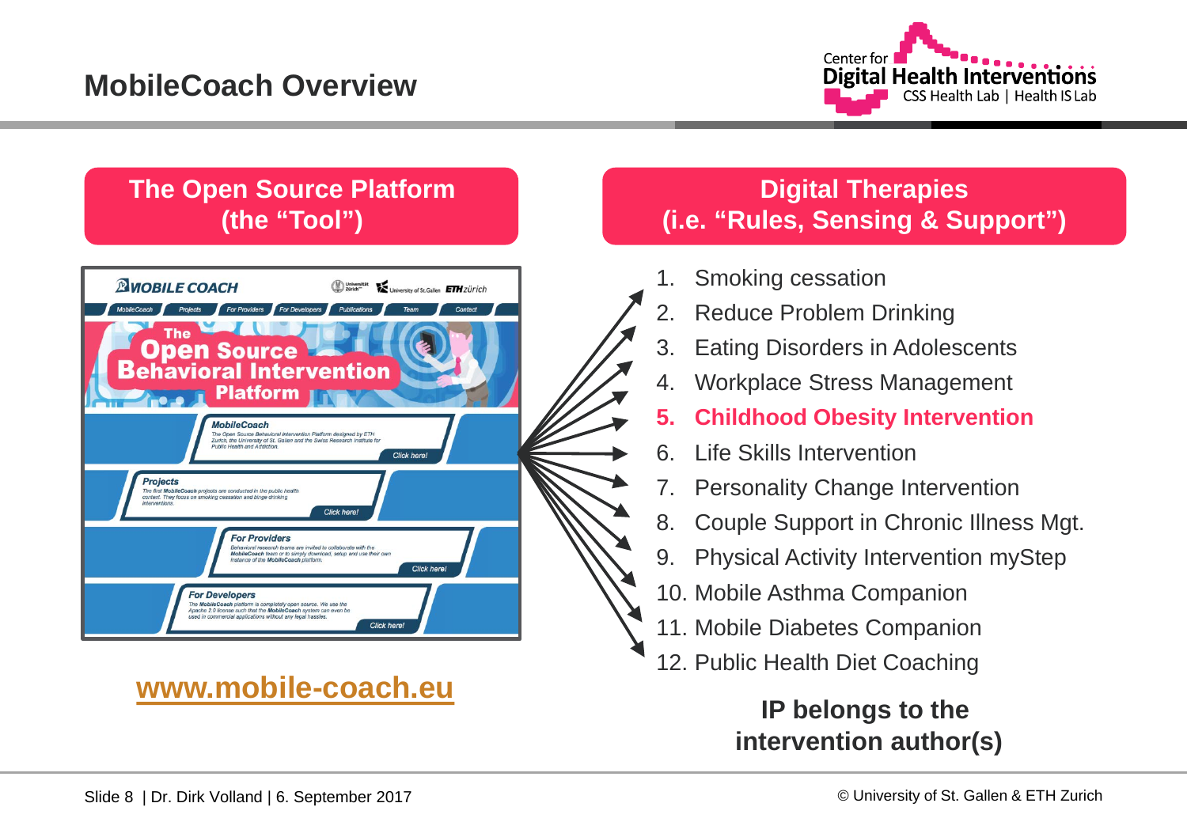# MobileCoach Overview

## The Open Source Platform (the "Tool")

**www.mobile-coach.eu**

## Digital Therapies (i.e. "Rules, Sensing & Support")

1. Smoking cessation
2. Reduce Problem Drinking
3. Eating Disorders in Adolescents
4. Workplace Stress Management
5. **Childhood Obesity Intervention**
6. Life Skills Intervention
7. Personality Change Intervention
8. Couple Support in Chronic Illness Mgt.
9. Physical Activity Intervention myStep
10. Mobile Asthma Companion
11. Mobile Diabetes Companion
12. Public Health Diet Coaching

**IP belongs to the intervention author(s)**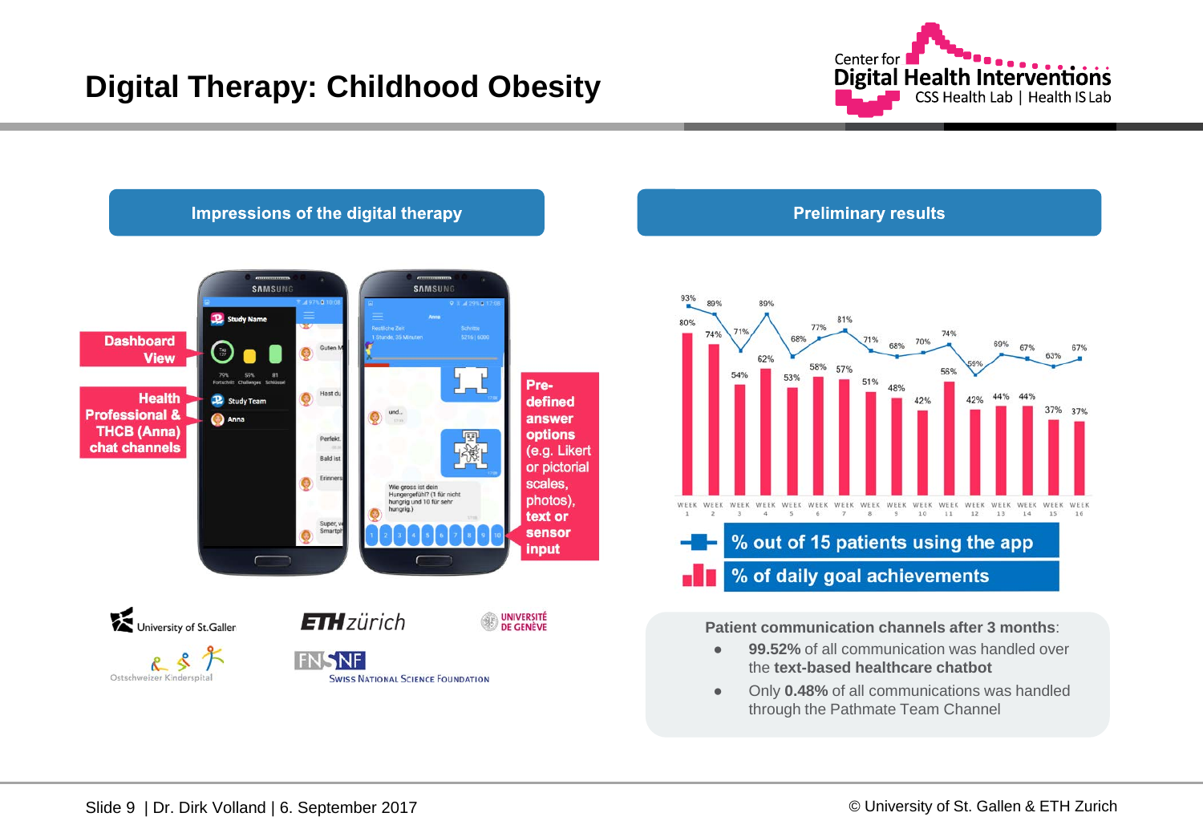# Digital Therapy: Childhood Obesity

## Impressions of the digital therapy

Dashboard View

Health Professional & THCB (Anna) chat channels

Pre-defined answer options (e.g. Likert or pictorial scales, photos), text or sensor input

## Preliminary results

| | WEEK 1 | WEEK 2 | WEEK 3 | WEEK 4 | WEEK 5 | WEEK 6 | WEEK 7 | WEEK 8 | WEEK 9 | WEEK 10 | WEEK 11 | WEEK 12 | WEEK 13 | WEEK 14 | WEEK 15 | WEEK 16 |
|---|---|---|---|---|---|---|---|---|---|---|---|---|---|---|---|---|
| % out of 15 patients using the app | 93% | 89% | 71% | 89% | 68% | 77% | 81% | 71% | 68% | 70% | 74% | 59% | 69% | 67% | 63% | 67% |
| % of daily goal achievements | 80% | 74% | 54% | 62% | 53% | 58% | 57% | 51% | 48% | 42% | 56% | 42% | 44% | 44% | 37% | 37% |

**Patient communication channels after 3 months**:

- **99.52%** of all communication was handled over the **text-based healthcare chatbot**
- Only **0.48%** of all communication was handled through the Pathmate Team Channel

University of St.Gallen | ETH zürich | Université de Genève | Ostschweizer Kinderspital | FNSNF Swiss National Science Foundation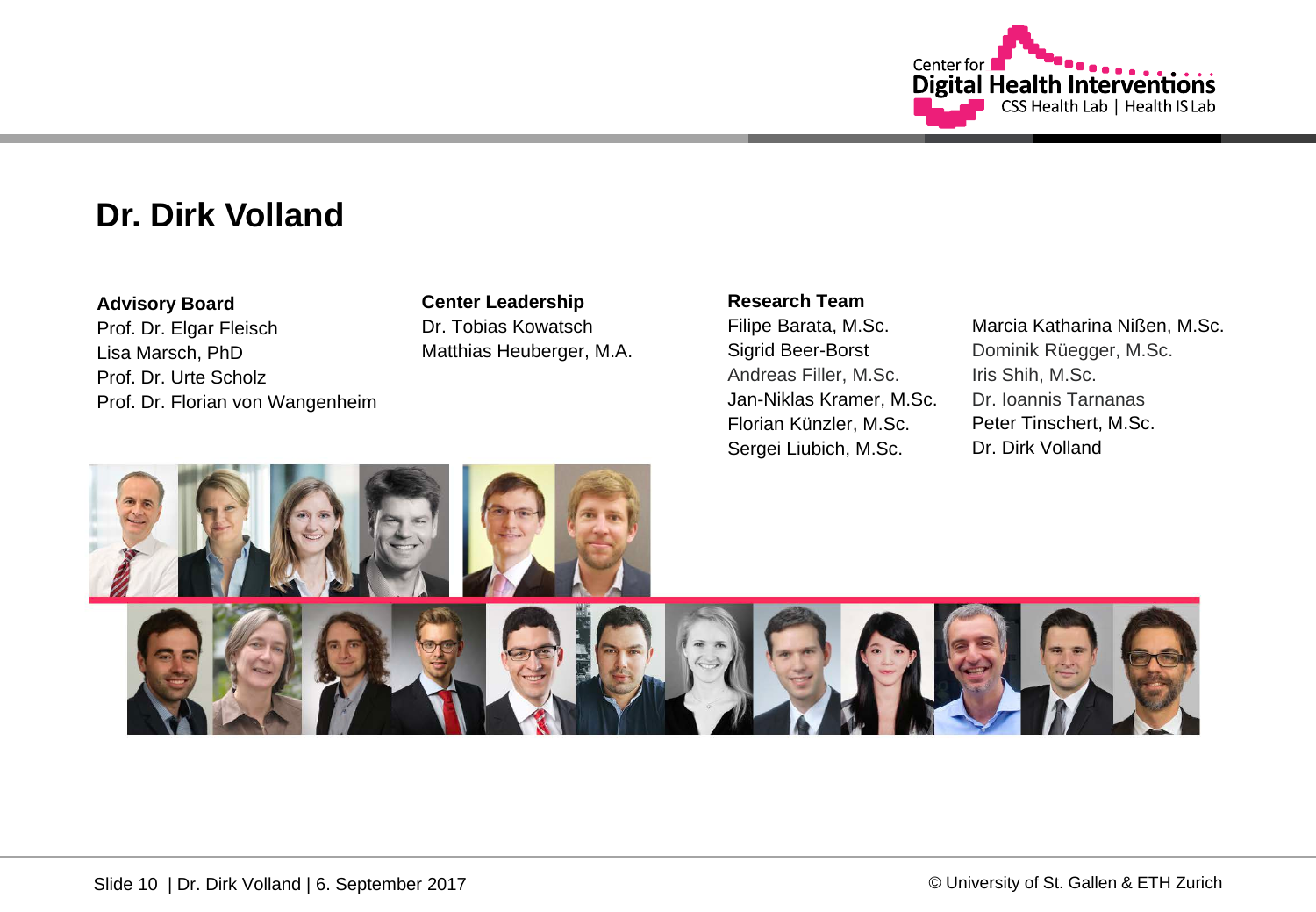# Dr. Dirk Volland

**Advisory Board**

Prof. Dr. Elgar Fleisch
Lisa Marsch, PhD
Prof. Dr. Urte Scholz
Prof. Dr. Florian von Wangenheim

**Center Leadership**

Dr. Tobias Kowatsch
Matthias Heuberger, M.A.

**Research Team**

Filipe Barata, M.Sc.
Sigrid Beer-Borst
Andreas Filler, M.Sc.
Jan-Niklas Kramer, M.Sc.
Florian Künzler, M.Sc.
Sergei Liubich, M.Sc.
Marcia Katharina Nißen, M.Sc.
Dominik Rüegger, M.Sc.
Iris Shih, M.Sc.
Dr. Ioannis Tarnanas
Peter Tinschert, M.Sc.
Dr. Dirk Volland